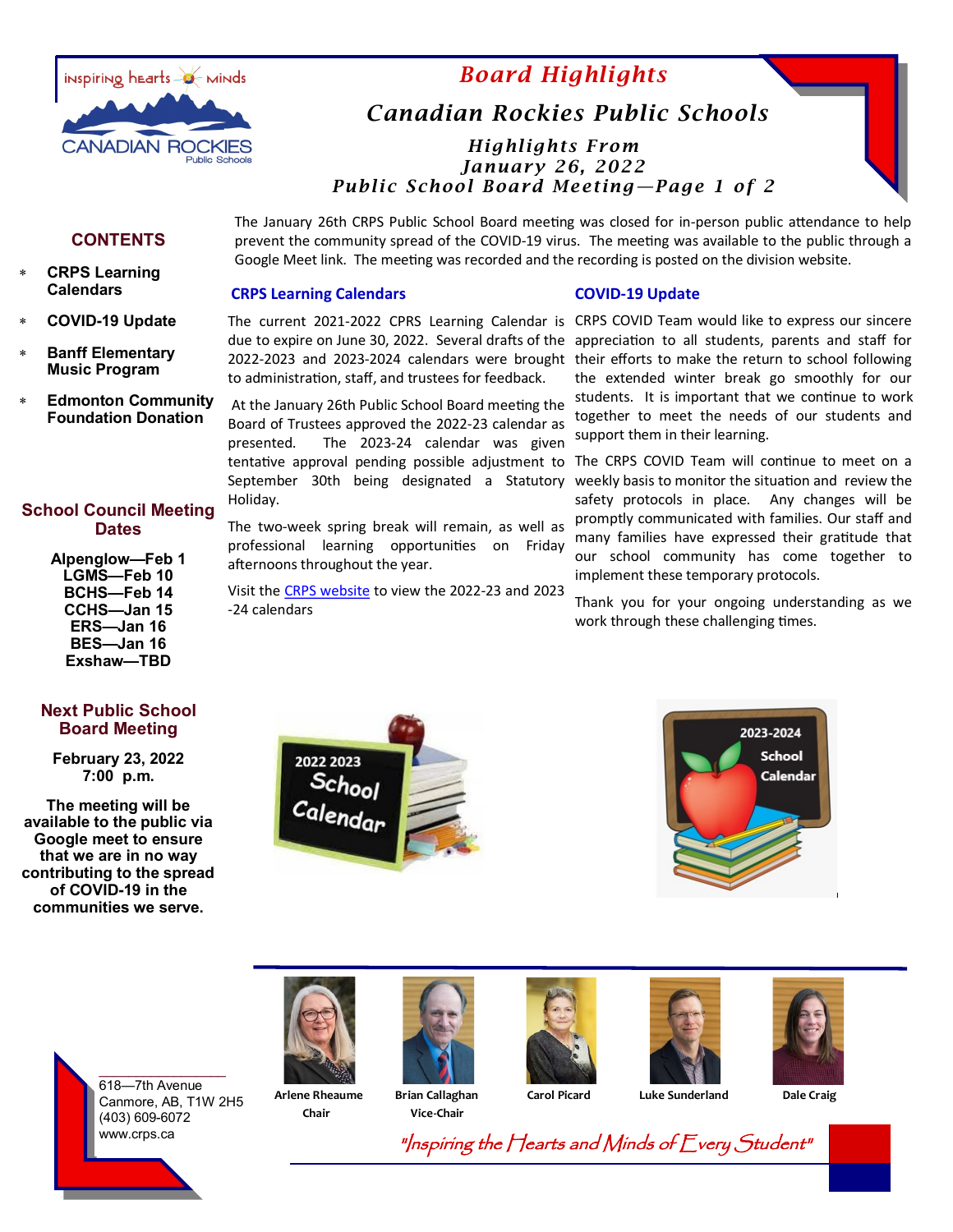# Board Highlights

## Canadian Rockies Public Schools

### Highlights From January 26, 2022 Public School Board Meeting—Page 1 of 2

The January 26th CRPS Public School Board meeting was closed for in-person public attendance to help prevent the community spread of the COVID-19 virus. The meeting was available to the public through a Google Meet link. The meeting was recorded and the recording is posted on the division website.

## CONTENTS

- CRPS Learning Calendars
- COVID-19 Update
- Banff Elementary Music Program
- Edmonton Community Foundation Donation

## School Council Meeting Dates

Alpenglow—Feb 1
LGMS—Feb 10
BCHS—Feb 14
CCHS—Jan 15
ERS—Jan 16
BES—Jan 16
Exshaw—TBD

## Next Public School Board Meeting

**February 23, 2022**
**7:00 p.m.**

**The meeting will be available to the public via Google meet to ensure that we are in no way contributing to the spread of COVID-19 in the communities we serve.**

## CRPS Learning Calendars

The current 2021-2022 CPRS Learning Calendar is due to expire on June 30, 2022. Several drafts of the 2022-2023 and 2023-2024 calendars were brought to administration, staff, and trustees for feedback.

At the January 26th Public School Board meeting the Board of Trustees approved the 2022-23 calendar as presented. The 2023-24 calendar was given tentative approval pending possible adjustment to September 30th being designated a Statutory Holiday.

The two-week spring break will remain, as well as professional learning opportunities on Friday afternoons throughout the year.

Visit the CRPS website to view the 2022-23 and 2023-24 calendars

## COVID-19 Update

CRPS COVID Team would like to express our sincere appreciation to all students, parents and staff for their efforts to make the return to school following the extended winter break go smoothly for our students. It is important that we continue to work together to meet the needs of our students and support them in their learning.

The CRPS COVID Team will continue to meet on a weekly basis to monitor the situation and review the safety protocols in place. Any changes will be promptly communicated with families. Our staff and many families have expressed their gratitude that our school community has come together to implement these temporary protocols.

Thank you for your ongoing understanding as we work through these challenging times.

618—7th Avenue
Canmore, AB, T1W 2H5
(403) 609-6072
www.crps.ca

Arlene Rheaume, Chair
Brian Callaghan, Vice-Chair
Carol Picard
Luke Sunderland
Dale Craig

*"Inspiring the Hearts and Minds of Every Student"*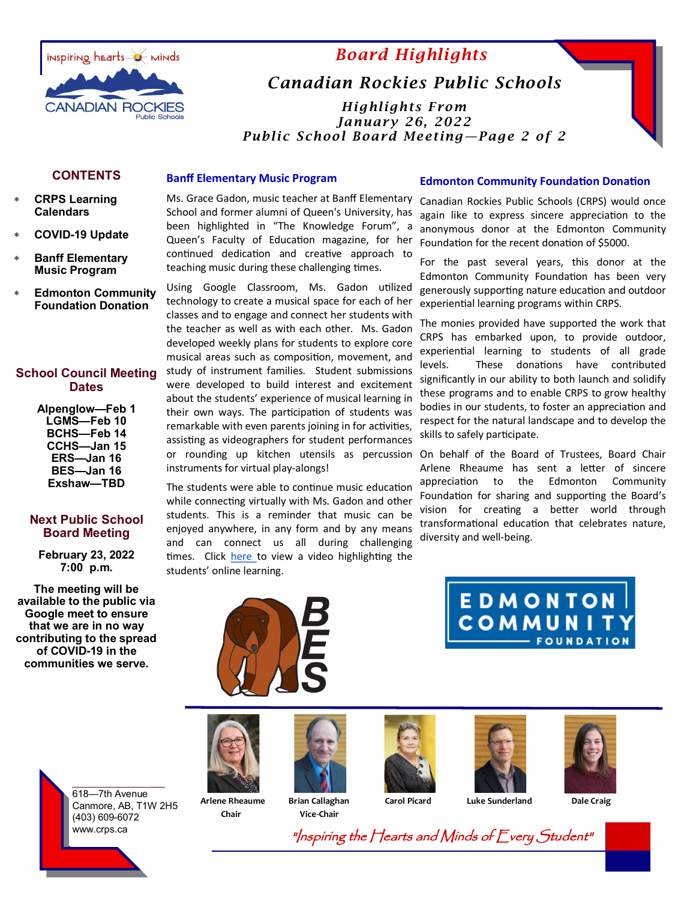# Board Highlights

## Canadian Rockies Public Schools

### Highlights From January 26, 2022 Public School Board Meeting—Page 2 of 2

## CONTENTS

- CRPS Learning Calendars
- COVID-19 Update
- Banff Elementary Music Program
- Edmonton Community Foundation Donation

## School Council Meeting Dates

Alpenglow—Feb 1
LGMS—Feb 10
BCHS—Feb 14
CCHS—Jan 15
ERS—Jan 16
BES—Jan 16
Exshaw—TBD

## Next Public School Board Meeting

**February 23, 2022**
**7:00 p.m.**

**The meeting will be available to the public via Google meet to ensure that we are in no way contributing to the spread of COVID-19 in the communities we serve.**

## Banff Elementary Music Program

Ms. Grace Gadon, music teacher at Banff Elementary School and former alumni of Queen's University, has been highlighted in "The Knowledge Forum", a Queen's Faculty of Education magazine, for her continued dedication and creative approach to teaching music during these challenging times.

Using Google Classroom, Ms. Gadon utilized technology to create a musical space for each of her classes and to engage and connect her students with the teacher as well as with each other. Ms. Gadon developed weekly plans for students to explore core musical areas such as composition, movement, and study of instrument families. Student submissions were developed to build interest and excitement about the students' experience of musical learning in their own ways. The participation of students was remarkable with even parents joining in for activities, assisting as videographers for student performances or rounding up kitchen utensils as percussion instruments for virtual play-alongs!

The students were able to continue music education while connecting virtually with Ms. Gadon and other students. This is a reminder that music can be enjoyed anywhere, in any form and by any means and can connect us all during challenging times. Click here to view a video highlighting the students' online learning.

## Edmonton Community Foundation Donation

Canadian Rockies Public Schools (CRPS) would once again like to express sincere appreciation to the anonymous donor at the Edmonton Community Foundation for the recent donation of $5000.

For the past several years, this donor at the Edmonton Community Foundation has been very generously supporting nature education and outdoor experiential learning programs within CRPS.

The monies provided have supported the work that CRPS has embarked upon, to provide outdoor, experiential learning to students of all grade levels. These donations have contributed significantly in our ability to both launch and solidify these programs and to enable CRPS to grow healthy bodies in our students, to foster an appreciation and respect for the natural landscape and to develop the skills to safely participate.

On behalf of the Board of Trustees, Board Chair Arlene Rheaume has sent a letter of sincere appreciation to the Edmonton Community Foundation for sharing and supporting the Board's vision for creating a better world through transformational education that celebrates nature, diversity and well-being.

Arlene Rheaume
Chair

Brian Callaghan
Vice-Chair

Carol Picard

Luke Sunderland

Dale Craig

618—7th Avenue
Canmore, AB, T1W 2H5
(403) 609-6072
www.crps.ca

*"Inspiring the Hearts and Minds of Every Student"*